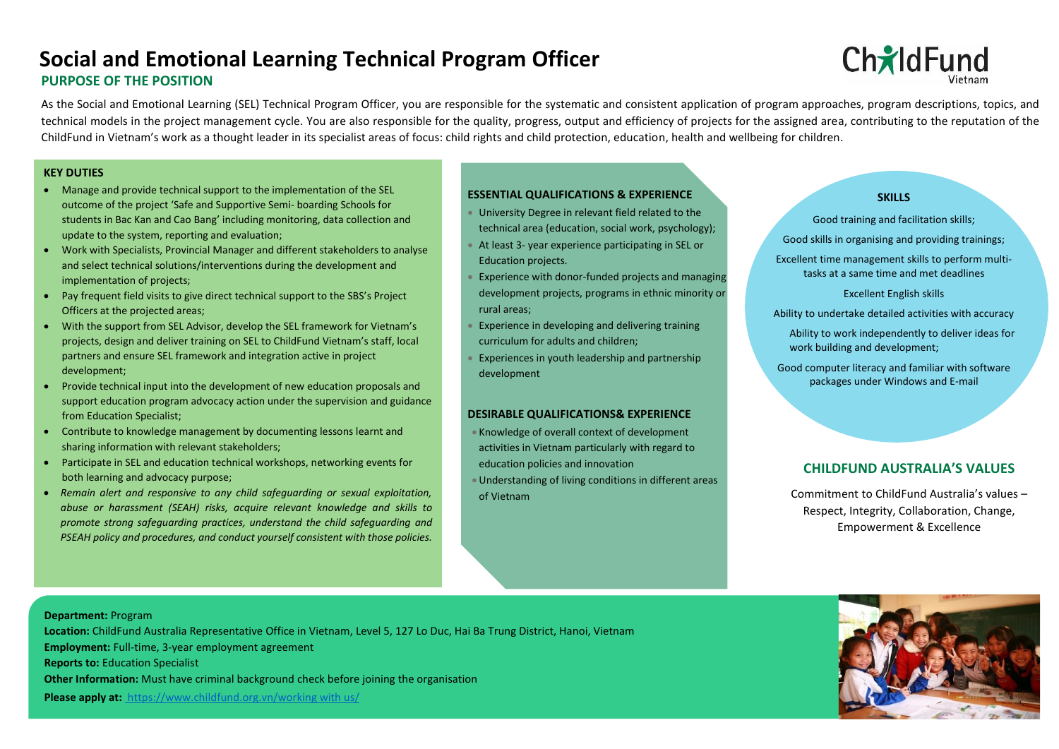# Social and Emotional Learning Technical Program Officer

## PURPOSE OF THE POSITION

As the Social and Emotional Learning (SEL) Technical Program Officer, you are responsible for the systematic and consistent application of program approaches, program descriptions, topics, and technical models in the project management cycle. You are also responsible for the quality, progress, output and efficiency of projects for the assigned area, contributing to the reputation of the ChildFund in Vietnam's work as a thought leader in its specialist areas of focus: child rights and child protection, education, health and wellbeing for children.

### KEY DUTIES

- Manage and provide technical support to the implementation of the SEL outcome of the project 'Safe and Supportive Semi- boarding Schools for students in Bac Kan and Cao Bang' including monitoring, data collection and update to the system, reporting and evaluation;
- Work with Specialists, Provincial Manager and different stakeholders to analyse and select technical solutions/interventions during the development and implementation of projects;
- Pay frequent field visits to give direct technical support to the SBS's Project Officers at the projected areas;
- With the support from SEL Advisor, develop the SEL framework for Vietnam's projects, design and deliver training on SEL to ChildFund Vietnam's staff, local partners and ensure SEL framework and integration active in project development;
- Provide technical input into the development of new education proposals and support education program advocacy action under the supervision and guidance from Education Specialist;
- Contribute to knowledge management by documenting lessons learnt and sharing information with relevant stakeholders;
- Participate in SEL and education technical workshops, networking events for both learning and advocacy purpose;
- *Remain alert and responsive to any child safeguarding or sexual exploitation, abuse or harassment (SEAH) risks, acquire relevant knowledge and skills to promote strong safeguarding practices, understand the child safeguarding and PSEAH policy and procedures, and conduct yourself consistent with those policies.*

### ESSENTIAL QUALIFICATIONS & EXPERIENCE

- University Degree in relevant field related to the technical area (education, social work, psychology);
- At least 3- year experience participating in SEL or Education projects.
- Experience with donor-funded projects and managing development projects, programs in ethnic minority or rural areas;
- Experience in developing and delivering training curriculum for adults and children;
- Experiences in youth leadership and partnership development

### DESIRABLE QUALIFICATIONS& EXPERIENCE

- Knowledge of overall context of development activities in Vietnam particularly with regard to education policies and innovation
- Understanding of living conditions in different areas of Vietnam

### SKILLS

Good training and facilitation skills;

Good skills in organising and providing trainings;

Excellent time management skills to perform multi-tasks at a same time and met deadlines

Excellent English skills

Ability to undertake detailed activities with accuracy

Ability to work independently to deliver ideas for work building and development;

Good computer literacy and familiar with software packages under Windows and E-mail

### CHILDFUND AUSTRALIA'S VALUES

Commitment to ChildFund Australia's values – Respect, Integrity, Collaboration, Change, Empowerment & Excellence

**Department:** Program
**Location:** ChildFund Australia Representative Office in Vietnam, Level 5, 127 Lo Duc, Hai Ba Trung District, Hanoi, Vietnam
**Employment:** Full-time, 3-year employment agreement
**Reports to:** Education Specialist
**Other Information:** Must have criminal background check before joining the organisation
**Please apply at:** https://www.childfund.org.vn/working with us/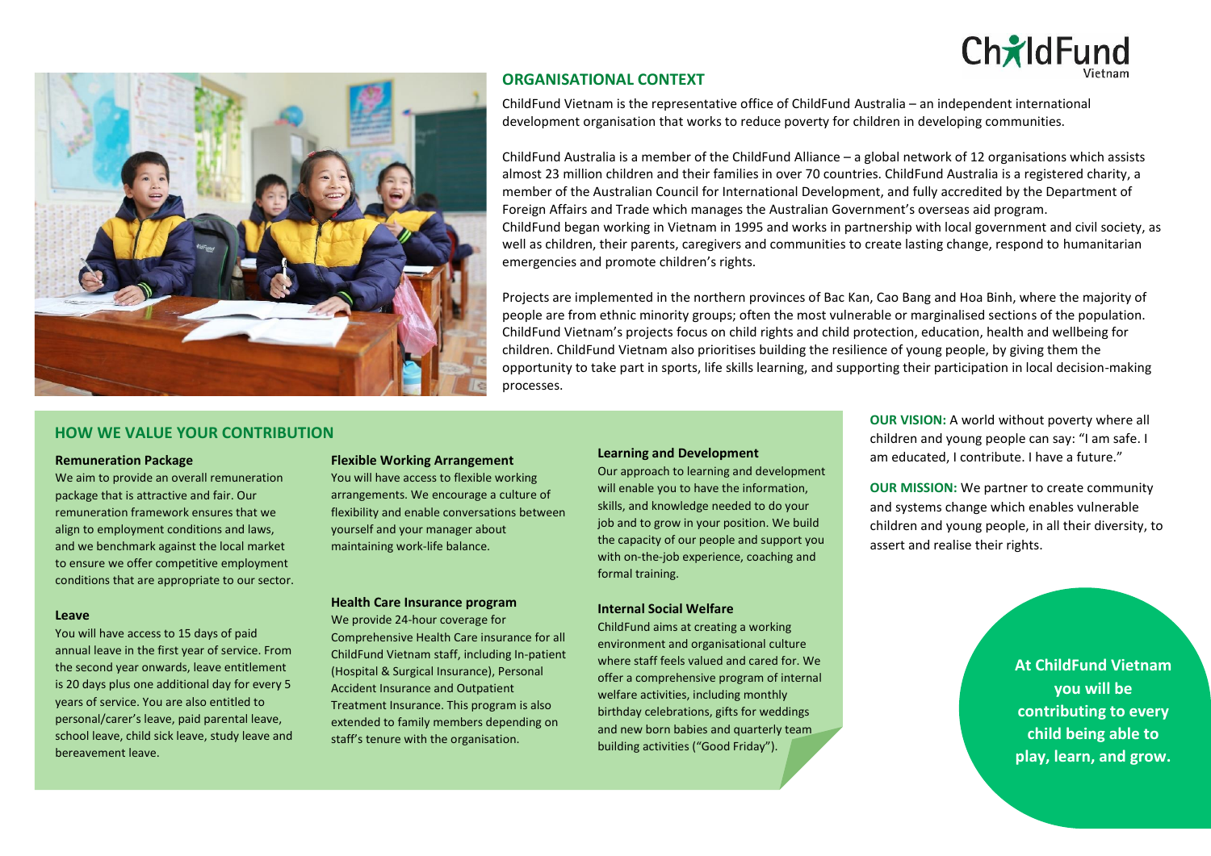## ORGANISATIONAL CONTEXT

ChildFund Vietnam is the representative office of ChildFund Australia – an independent international development organisation that works to reduce poverty for children in developing communities.

ChildFund Australia is a member of the ChildFund Alliance – a global network of 12 organisations which assists almost 23 million children and their families in over 70 countries. ChildFund Australia is a registered charity, a member of the Australian Council for International Development, and fully accredited by the Department of Foreign Affairs and Trade which manages the Australian Government's overseas aid program.
ChildFund began working in Vietnam in 1995 and works in partnership with local government and civil society, as well as children, their parents, caregivers and communities to create lasting change, respond to humanitarian emergencies and promote children's rights.

Projects are implemented in the northern provinces of Bac Kan, Cao Bang and Hoa Binh, where the majority of people are from ethnic minority groups; often the most vulnerable or marginalised sections of the population. ChildFund Vietnam's projects focus on child rights and child protection, education, health and wellbeing for children. ChildFund Vietnam also prioritises building the resilience of young people, by giving them the opportunity to take part in sports, life skills learning, and supporting their participation in local decision-making processes.

## HOW WE VALUE YOUR CONTRIBUTION

### Remuneration Package

We aim to provide an overall remuneration package that is attractive and fair. Our remuneration framework ensures that we align to employment conditions and laws, and we benchmark against the local market to ensure we offer competitive employment conditions that are appropriate to our sector.

### Leave

You will have access to 15 days of paid annual leave in the first year of service. From the second year onwards, leave entitlement is 20 days plus one additional day for every 5 years of service. You are also entitled to personal/carer's leave, paid parental leave, school leave, child sick leave, study leave and bereavement leave.

### Flexible Working Arrangement

You will have access to flexible working arrangements. We encourage a culture of flexibility and enable conversations between yourself and your manager about maintaining work-life balance.

### Health Care Insurance program

We provide 24-hour coverage for Comprehensive Health Care insurance for all ChildFund Vietnam staff, including In-patient (Hospital & Surgical Insurance), Personal Accident Insurance and Outpatient Treatment Insurance. This program is also extended to family members depending on staff's tenure with the organisation.

### Learning and Development

Our approach to learning and development will enable you to have the information, skills, and knowledge needed to do your job and to grow in your position. We build the capacity of our people and support you with on-the-job experience, coaching and formal training.

### Internal Social Welfare

ChildFund aims at creating a working environment and organisational culture where staff feels valued and cared for. We offer a comprehensive program of internal welfare activities, including monthly birthday celebrations, gifts for weddings and new born babies and quarterly team building activities ("Good Friday").

**OUR VISION:** A world without poverty where all children and young people can say: "I am safe. I am educated, I contribute. I have a future."

**OUR MISSION:** We partner to create community and systems change which enables vulnerable children and young people, in all their diversity, to assert and realise their rights.

**At ChildFund Vietnam you will be contributing to every child being able to play, learn, and grow.**